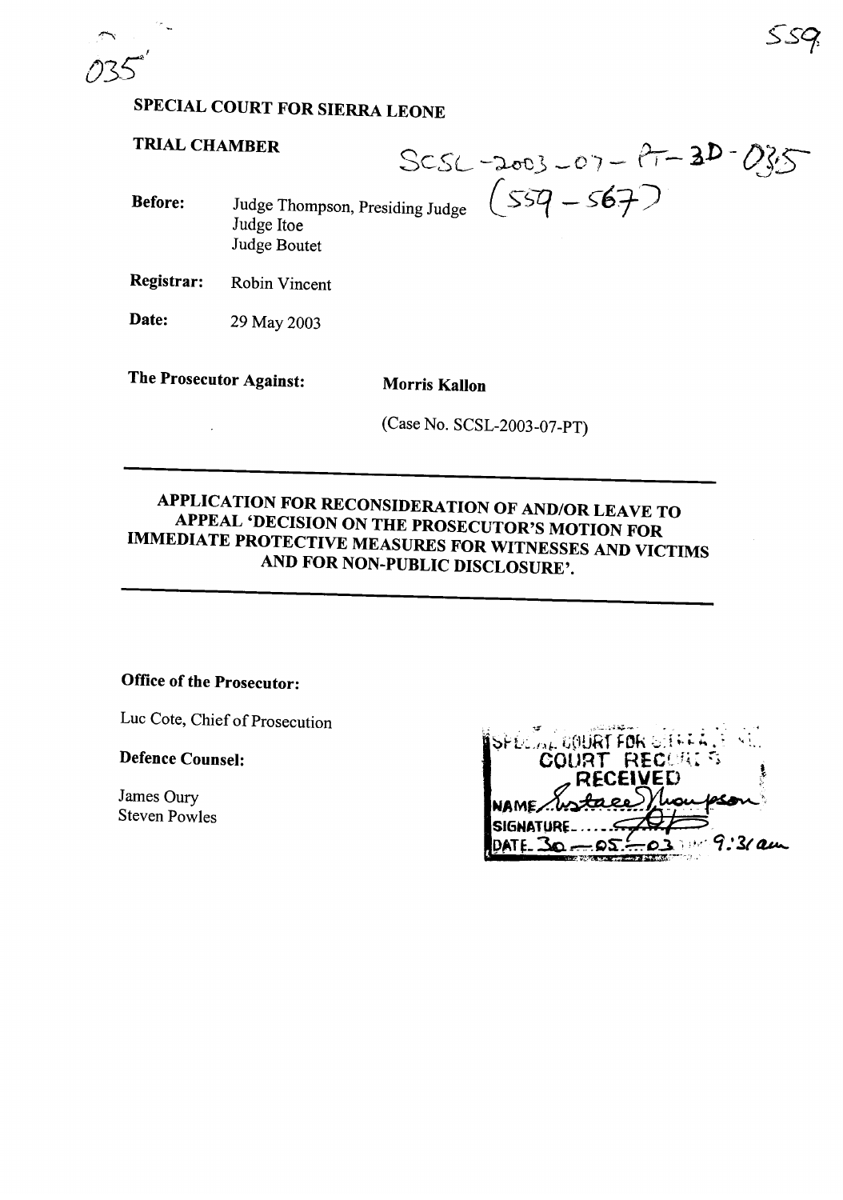035

SCSL-2003-07-PT-3D-035
(559 - 567)

## SPECIAL COURT FOR SIERRA LEONE

**TRIAL CHAMBER**

**Before:** Judge Thompson, Presiding Judge
Judge Itoe
Judge Boutet

**Registrar:** Robin Vincent

**Date:** 29 May 2003

**The Prosecutor Against:** **Morris Kallon**

(Case No. SCSL-2003-07-PT)

---

# APPLICATION FOR RECONSIDERATION OF AND/OR LEAVE TO APPEAL 'DECISION ON THE PROSECUTOR'S MOTION FOR IMMEDIATE PROTECTIVE MEASURES FOR WITNESSES AND VICTIMS AND FOR NON-PUBLIC DISCLOSURE'.

---

**Office of the Prosecutor:**

Luc Cote, Chief of Prosecution

**Defence Counsel:**

James Oury
Steven Powles

SPECIAL COURT FOR SIERRA LEONE
COURT RECORDS
RECEIVED
NAME: Anstace Thompson
SIGNATURE: ...
DATE: 30-05-03 9:31 am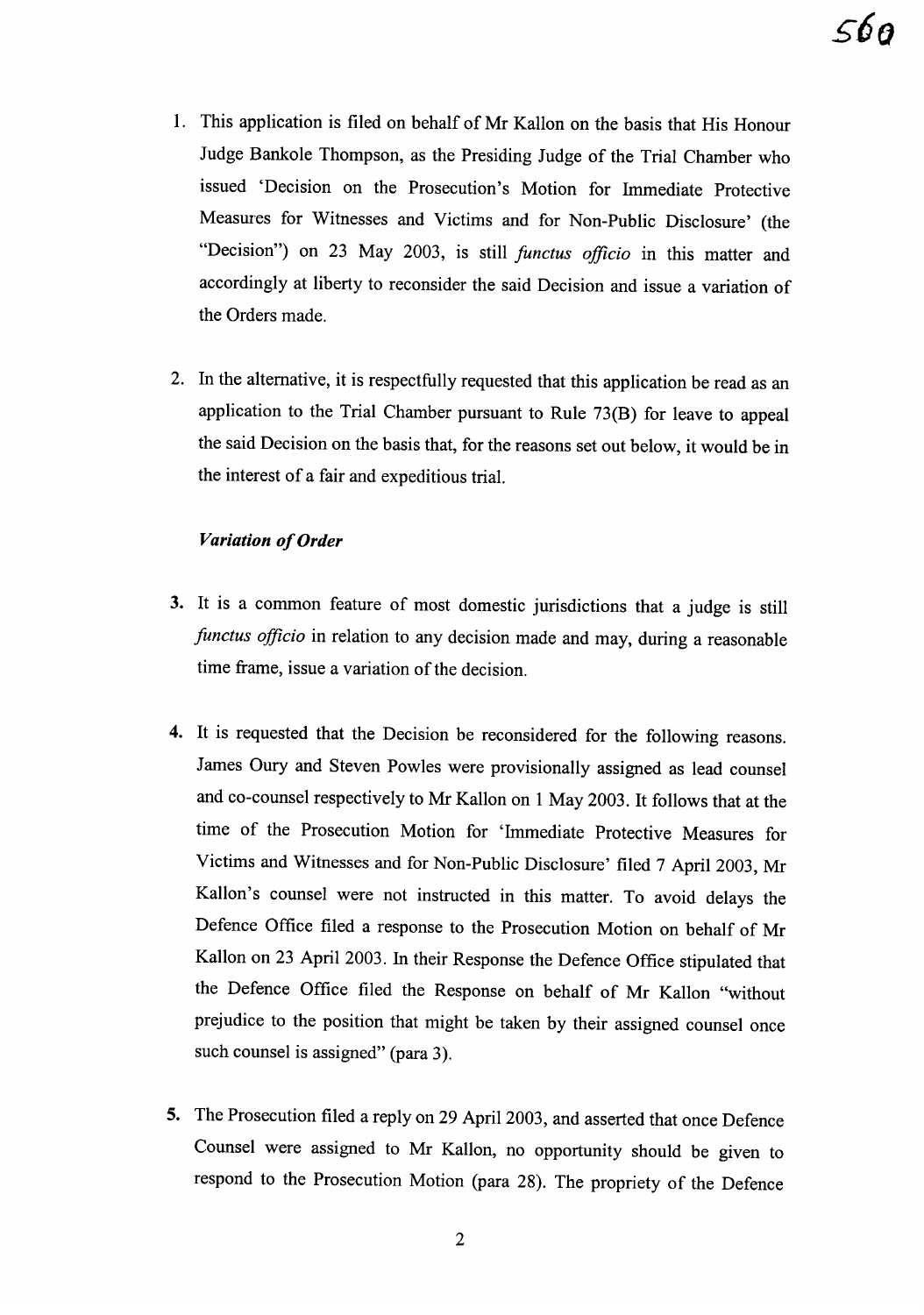1. This application is filed on behalf of Mr Kallon on the basis that His Honour Judge Bankole Thompson, as the Presiding Judge of the Trial Chamber who issued 'Decision on the Prosecution's Motion for Immediate Protective Measures for Witnesses and Victims and for Non-Public Disclosure' (the "Decision") on 23 May 2003, is still *functus officio* in this matter and accordingly at liberty to reconsider the said Decision and issue a variation of the Orders made.

2. In the alternative, it is respectfully requested that this application be read as an application to the Trial Chamber pursuant to Rule 73(B) for leave to appeal the said Decision on the basis that, for the reasons set out below, it would be in the interest of a fair and expeditious trial.

***Variation of Order***

3. It is a common feature of most domestic jurisdictions that a judge is still *functus officio* in relation to any decision made and may, during a reasonable time frame, issue a variation of the decision.

4. It is requested that the Decision be reconsidered for the following reasons. James Oury and Steven Powles were provisionally assigned as lead counsel and co-counsel respectively to Mr Kallon on 1 May 2003. It follows that at the time of the Prosecution Motion for 'Immediate Protective Measures for Victims and Witnesses and for Non-Public Disclosure' filed 7 April 2003, Mr Kallon's counsel were not instructed in this matter. To avoid delays the Defence Office filed a response to the Prosecution Motion on behalf of Mr Kallon on 23 April 2003. In their Response the Defence Office stipulated that the Defence Office filed the Response on behalf of Mr Kallon "without prejudice to the position that might be taken by their assigned counsel once such counsel is assigned" (para 3).

5. The Prosecution filed a reply on 29 April 2003, and asserted that once Defence Counsel were assigned to Mr Kallon, no opportunity should be given to respond to the Prosecution Motion (para 28). The propriety of the Defence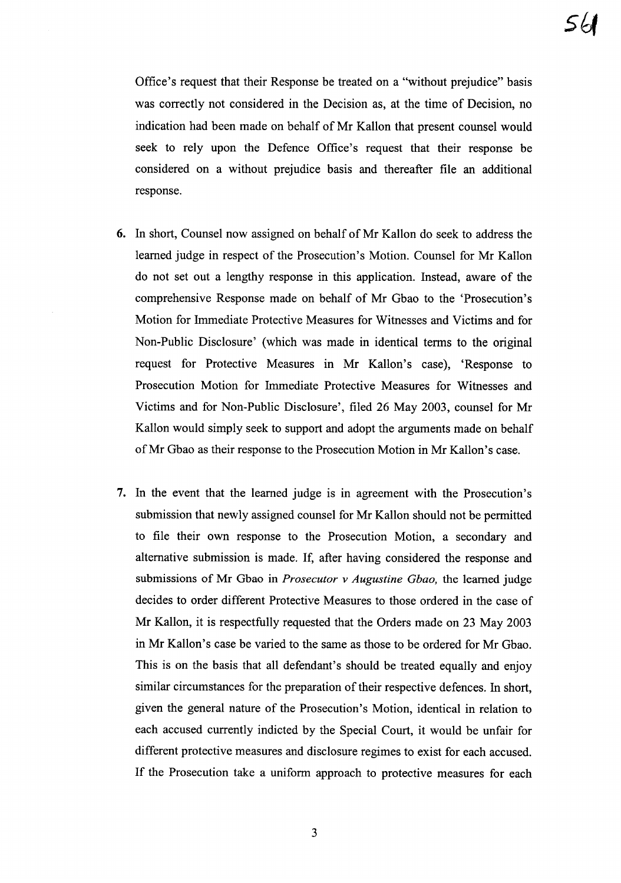Office's request that their Response be treated on a "without prejudice" basis was correctly not considered in the Decision as, at the time of Decision, no indication had been made on behalf of Mr Kallon that present counsel would seek to rely upon the Defence Office's request that their response be considered on a without prejudice basis and thereafter file an additional response.

6. In short, Counsel now assigned on behalf of Mr Kallon do seek to address the learned judge in respect of the Prosecution's Motion. Counsel for Mr Kallon do not set out a lengthy response in this application. Instead, aware of the comprehensive Response made on behalf of Mr Gbao to the 'Prosecution's Motion for Immediate Protective Measures for Witnesses and Victims and for Non-Public Disclosure' (which was made in identical terms to the original request for Protective Measures in Mr Kallon's case), 'Response to Prosecution Motion for Immediate Protective Measures for Witnesses and Victims and for Non-Public Disclosure', filed 26 May 2003, counsel for Mr Kallon would simply seek to support and adopt the arguments made on behalf of Mr Gbao as their response to the Prosecution Motion in Mr Kallon's case.

7. In the event that the learned judge is in agreement with the Prosecution's submission that newly assigned counsel for Mr Kallon should not be permitted to file their own response to the Prosecution Motion, a secondary and alternative submission is made. If, after having considered the response and submissions of Mr Gbao in *Prosecutor v Augustine Gbao,* the learned judge decides to order different Protective Measures to those ordered in the case of Mr Kallon, it is respectfully requested that the Orders made on 23 May 2003 in Mr Kallon's case be varied to the same as those to be ordered for Mr Gbao. This is on the basis that all defendant's should be treated equally and enjoy similar circumstances for the preparation of their respective defences. In short, given the general nature of the Prosecution's Motion, identical in relation to each accused currently indicted by the Special Court, it would be unfair for different protective measures and disclosure regimes to exist for each accused. If the Prosecution take a uniform approach to protective measures for each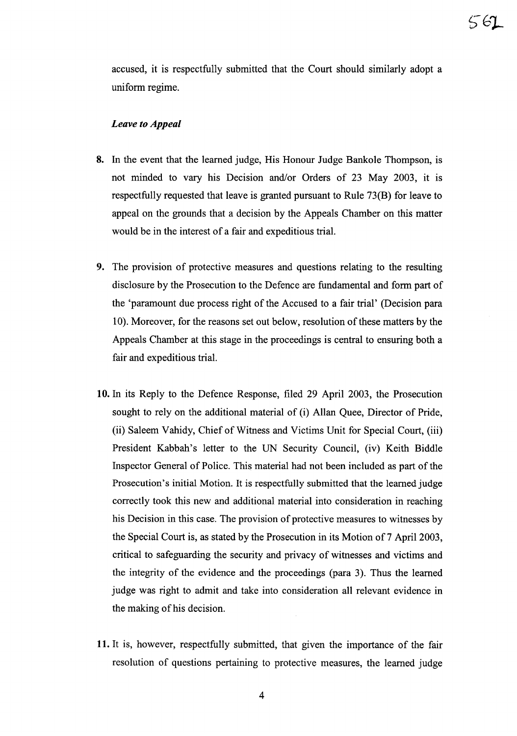accused, it is respectfully submitted that the Court should similarly adopt a uniform regime.

*Leave to Appeal*

**8.** In the event that the learned judge, His Honour Judge Bankole Thompson, is not minded to vary his Decision and/or Orders of 23 May 2003, it is respectfully requested that leave is granted pursuant to Rule 73(B) for leave to appeal on the grounds that a decision by the Appeals Chamber on this matter would be in the interest of a fair and expeditious trial.

**9.** The provision of protective measures and questions relating to the resulting disclosure by the Prosecution to the Defence are fundamental and form part of the 'paramount due process right of the Accused to a fair trial' (Decision para 10). Moreover, for the reasons set out below, resolution of these matters by the Appeals Chamber at this stage in the proceedings is central to ensuring both a fair and expeditious trial.

**10.** In its Reply to the Defence Response, filed 29 April 2003, the Prosecution sought to rely on the additional material of (i) Allan Quee, Director of Pride, (ii) Saleem Vahidy, Chief of Witness and Victims Unit for Special Court, (iii) President Kabbah's letter to the UN Security Council, (iv) Keith Biddle Inspector General of Police. This material had not been included as part of the Prosecution's initial Motion. It is respectfully submitted that the learned judge correctly took this new and additional material into consideration in reaching his Decision in this case. The provision of protective measures to witnesses by the Special Court is, as stated by the Prosecution in its Motion of 7 April 2003, critical to safeguarding the security and privacy of witnesses and victims and the integrity of the evidence and the proceedings (para 3). Thus the learned judge was right to admit and take into consideration all relevant evidence in the making of his decision.

**11.** It is, however, respectfully submitted, that given the importance of the fair resolution of questions pertaining to protective measures, the learned judge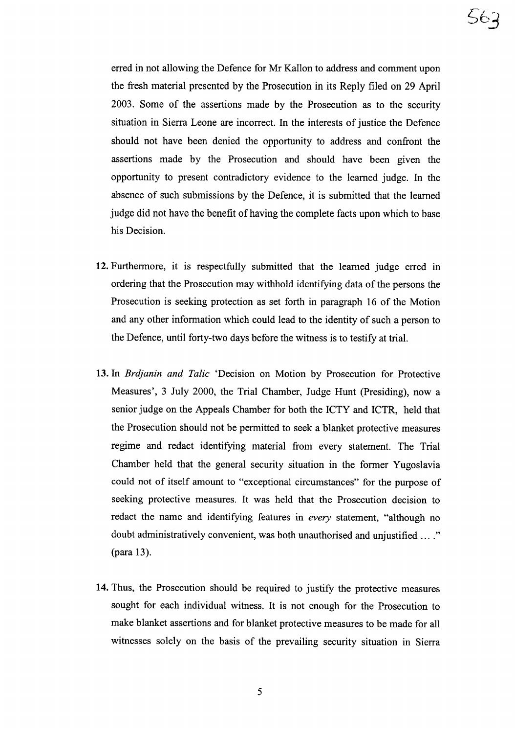erred in not allowing the Defence for Mr Kallon to address and comment upon the fresh material presented by the Prosecution in its Reply filed on 29 April 2003. Some of the assertions made by the Prosecution as to the security situation in Sierra Leone are incorrect. In the interests of justice the Defence should not have been denied the opportunity to address and confront the assertions made by the Prosecution and should have been given the opportunity to present contradictory evidence to the learned judge. In the absence of such submissions by the Defence, it is submitted that the learned judge did not have the benefit of having the complete facts upon which to base his Decision.

12. Furthermore, it is respectfully submitted that the learned judge erred in ordering that the Prosecution may withhold identifying data of the persons the Prosecution is seeking protection as set forth in paragraph 16 of the Motion and any other information which could lead to the identity of such a person to the Defence, until forty-two days before the witness is to testify at trial.

13. In *Brdjanin and Talic* 'Decision on Motion by Prosecution for Protective Measures', 3 July 2000, the Trial Chamber, Judge Hunt (Presiding), now a senior judge on the Appeals Chamber for both the ICTY and ICTR, held that the Prosecution should not be permitted to seek a blanket protective measures regime and redact identifying material from every statement. The Trial Chamber held that the general security situation in the former Yugoslavia could not of itself amount to "exceptional circumstances" for the purpose of seeking protective measures. It was held that the Prosecution decision to redact the name and identifying features in *every* statement, "although no doubt administratively convenient, was both unauthorised and unjustified … ." (para 13).

14. Thus, the Prosecution should be required to justify the protective measures sought for each individual witness. It is not enough for the Prosecution to make blanket assertions and for blanket protective measures to be made for all witnesses solely on the basis of the prevailing security situation in Sierra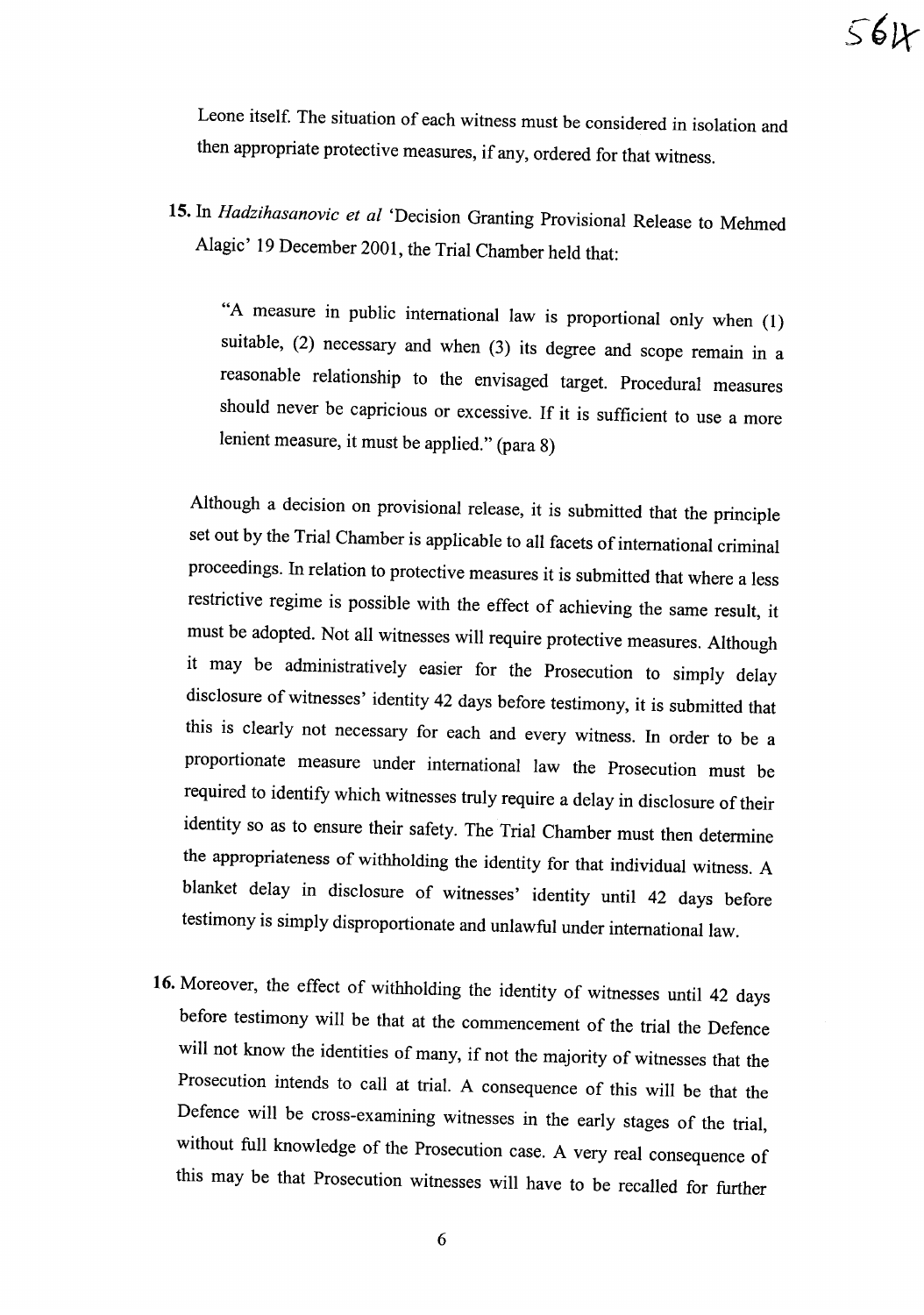Leone itself. The situation of each witness must be considered in isolation and then appropriate protective measures, if any, ordered for that witness.

15. In *Hadzihasanovic et al* 'Decision Granting Provisional Release to Mehmed Alagic' 19 December 2001, the Trial Chamber held that:

> "A measure in public international law is proportional only when (1) suitable, (2) necessary and when (3) its degree and scope remain in a reasonable relationship to the envisaged target. Procedural measures should never be capricious or excessive. If it is sufficient to use a more lenient measure, it must be applied." (para 8)

Although a decision on provisional release, it is submitted that the principle set out by the Trial Chamber is applicable to all facets of international criminal proceedings. In relation to protective measures it is submitted that where a less restrictive regime is possible with the effect of achieving the same result, it must be adopted. Not all witnesses will require protective measures. Although it may be administratively easier for the Prosecution to simply delay disclosure of witnesses' identity 42 days before testimony, it is submitted that this is clearly not necessary for each and every witness. In order to be a proportionate measure under international law the Prosecution must be required to identify which witnesses truly require a delay in disclosure of their identity so as to ensure their safety. The Trial Chamber must then determine the appropriateness of withholding the identity for that individual witness. A blanket delay in disclosure of witnesses' identity until 42 days before testimony is simply disproportionate and unlawful under international law.

16. Moreover, the effect of withholding the identity of witnesses until 42 days before testimony will be that at the commencement of the trial the Defence will not know the identities of many, if not the majority of witnesses that the Prosecution intends to call at trial. A consequence of this will be that the Defence will be cross-examining witnesses in the early stages of the trial, without full knowledge of the Prosecution case. A very real consequence of this may be that Prosecution witnesses will have to be recalled for further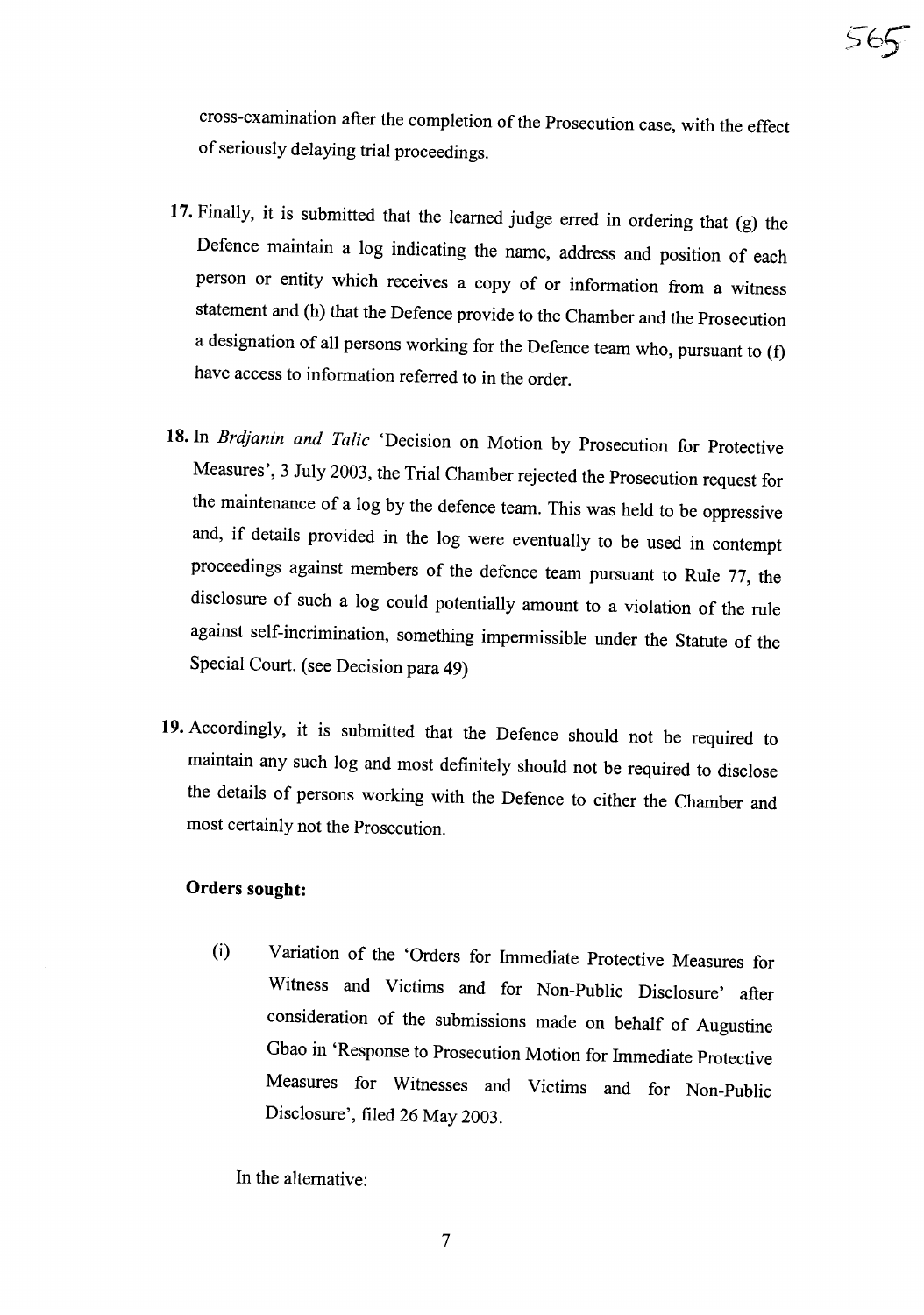cross-examination after the completion of the Prosecution case, with the effect of seriously delaying trial proceedings.

17. Finally, it is submitted that the learned judge erred in ordering that (g) the Defence maintain a log indicating the name, address and position of each person or entity which receives a copy of or information from a witness statement and (h) that the Defence provide to the Chamber and the Prosecution a designation of all persons working for the Defence team who, pursuant to (f) have access to information referred to in the order.

18. In *Brdjanin and Talic* 'Decision on Motion by Prosecution for Protective Measures', 3 July 2003, the Trial Chamber rejected the Prosecution request for the maintenance of a log by the defence team. This was held to be oppressive and, if details provided in the log were eventually to be used in contempt proceedings against members of the defence team pursuant to Rule 77, the disclosure of such a log could potentially amount to a violation of the rule against self-incrimination, something impermissible under the Statute of the Special Court. (see Decision para 49)

19. Accordingly, it is submitted that the Defence should not be required to maintain any such log and most definitely should not be required to disclose the details of persons working with the Defence to either the Chamber and most certainly not the Prosecution.

**Orders sought:**

(i) Variation of the 'Orders for Immediate Protective Measures for Witness and Victims and for Non-Public Disclosure' after consideration of the submissions made on behalf of Augustine Gbao in 'Response to Prosecution Motion for Immediate Protective Measures for Witnesses and Victims and for Non-Public Disclosure', filed 26 May 2003.

In the alternative: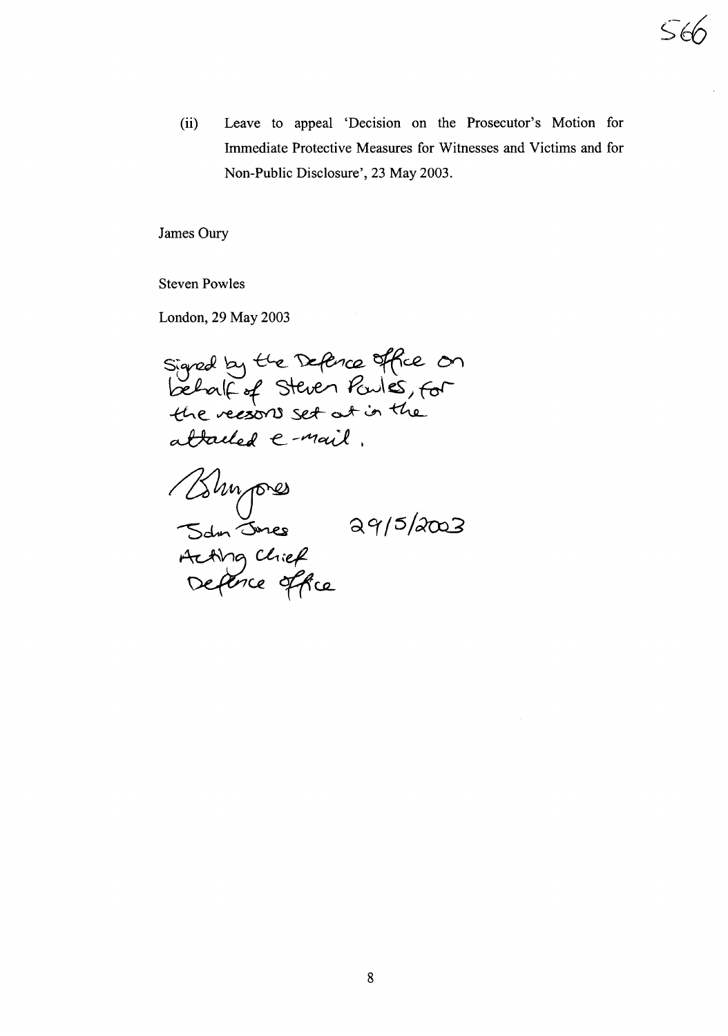(ii) Leave to appeal 'Decision on the Prosecutor's Motion for Immediate Protective Measures for Witnesses and Victims and for Non-Public Disclosure', 23 May 2003.

James Oury

Steven Powles

London, 29 May 2003

Signed by the Defence Office on behalf of Steven Powles, for the reasons set out in the attached e-mail.

John Jones 29/5/2003

Acting Chief Defence Office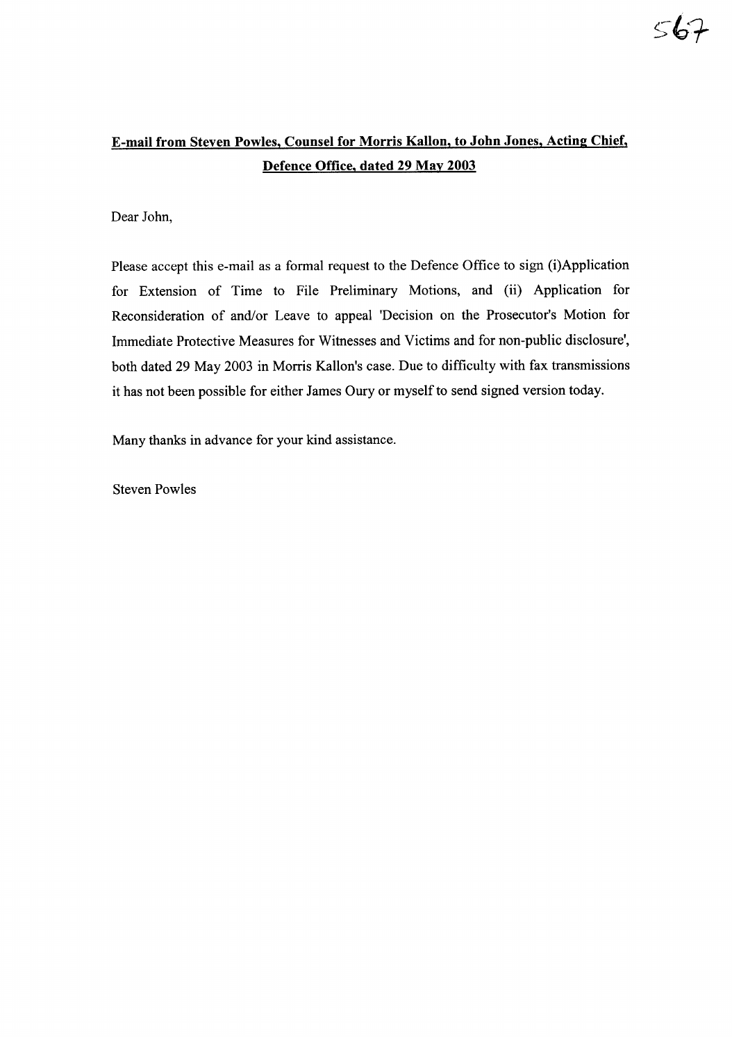**E-mail from Steven Powles, Counsel for Morris Kallon, to John Jones, Acting Chief, Defence Office, dated 29 May 2003**

Dear John,

Please accept this e-mail as a formal request to the Defence Office to sign (i)Application for Extension of Time to File Preliminary Motions, and (ii) Application for Reconsideration of and/or Leave to appeal 'Decision on the Prosecutor's Motion for Immediate Protective Measures for Witnesses and Victims and for non-public disclosure', both dated 29 May 2003 in Morris Kallon's case. Due to difficulty with fax transmissions it has not been possible for either James Oury or myself to send signed version today.

Many thanks in advance for your kind assistance.

Steven Powles